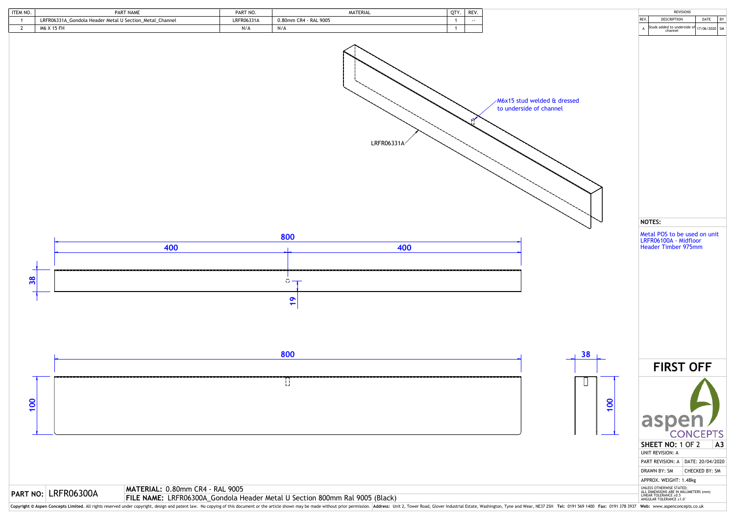| ITEM NO. | PART NAME | PART NO. | MATERIAL | QTY. | REV. |
|---|---|---|---|---|---|
| 1 | LRFR06331A_Gondola Header Metal U Section_Metal_Channel | LRFR06331A | 0.80mm CR4 - RAL 9005 | 1 | -- |
| 2 | M6 X 15 FH | N/A | N/A | 1 | |

**REVISIONS**

| REV. | DESCRIPTION | DATE | BY |
|---|---|---|---|
| A | Studs added to underside of channel | 17/06/2020 | SM |

M6x15 stud welded & dressed to underside of channel

LRFR06331A

800

400

400

38

19

800

38

100

100

**NOTES:**

Metal POS to be used on unit LRFR06100A - Midfloor Header Timber 975mm

# FIRST OFF

aspen CONCEPTS

**SHEET NO:** 1 OF 2 | **A3**

UNIT REVISION: A

PART REVISION: A | DATE: 20/04/2020

DRAWN BY: SM | CHECKED BY: SM

APPROX. WEIGHT: 1.48kg

UNLESS OTHERWISE STATED:
ALL DIMENSIONS ARE IN MILLIMETERS (mm)
LINEAR TOLERANCE ±0.5
ANGULAR TOLERANCE ±1.0°

**PART NO:** LRFR06300A

**MATERIAL:** 0.80mm CR4 - RAL 9005

**FILE NAME:** LRFR06300A_Gondola Header Metal U Section 800mm Ral 9005 (Black)

**Copyright © Aspen Concepts Limited.** All rights reserved under copyright, design and patent law. No copying of this document or the article shown may be made without prior permission. **Address:** Unit 2, Tower Road, Glover Industrial Estate, Washington, Tyne and Wear, NE37 2SH **Tel:** 0191 569 1400 **Fax:** 0191 378 3937 **Web:** www.aspenconcepts.co.uk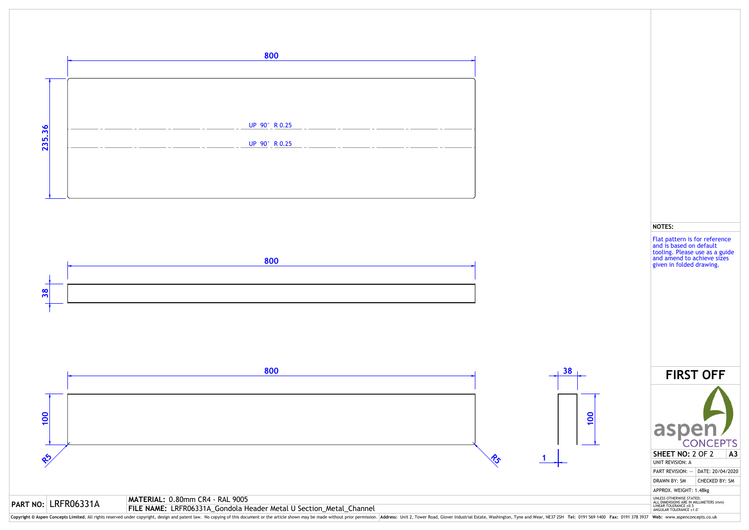800

235.36

UP 90° R 0.25

UP 90° R 0.25

800

38

800

100

R5

R5

38

100

1

**NOTES:**

Flat pattern is for reference and is based on default tooling. Please use as a guide and amend to achieve sizes given in folded drawing.

**FIRST OFF**

aspen CONCEPTS

| | |
|---|---|
| **SHEET NO:** 2 OF 2 | **A3** |
| UNIT REVISION: A | |
| PART REVISION: -- | DATE: 20/04/2020 |
| DRAWN BY: SM | CHECKED BY: SM |
| APPROX. WEIGHT: 1.48kg | |

UNLESS OTHERWISE STATED:
ALL DIMENSIONS ARE IN MILLIMETERS (mm)
LINEAR TOLERANCE ±0.5
ANGULAR TOLERANCE ±1.0°

**PART NO:** LRFR06331A

**MATERIAL:** 0.80mm CR4 - RAL 9005

**FILE NAME:** LRFR06331A_Gondola Header Metal U Section_Metal_Channel

**Copyright © Aspen Concepts Limited.** All rights reserved under copyright, design and patent law. No copying of this document or the article shown may be made without prior permission. **Address:** Unit 2, Tower Road, Glover Industrial Estate, Washington, Tyne and Wear, NE37 2SH **Tel:** 0191 569 1400 **Fax:** 0191 378 3937 **Web:** www.aspenconcepts.co.uk